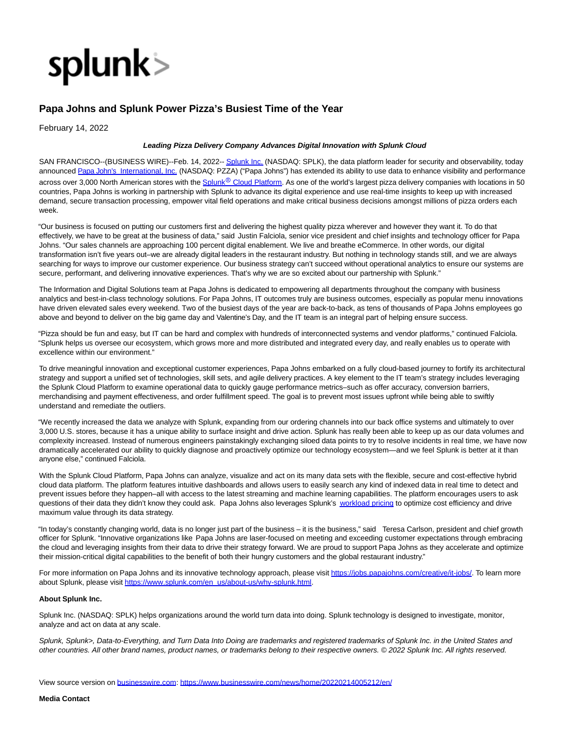# Papa Johns and Splunk Power Pizza's Busiest Time of the Year

February 14, 2022

***Leading Pizza Delivery Company Advances Digital Innovation with Splunk Cloud***

SAN FRANCISCO--(BUSINESS WIRE)--Feb. 14, 2022-- Splunk Inc. (NASDAQ: SPLK), the data platform leader for security and observability, today announced Papa John's International, Inc. (NASDAQ: PZZA) ("Papa Johns") has extended its ability to use data to enhance visibility and performance across over 3,000 North American stores with the Splunk® Cloud Platform. As one of the world's largest pizza delivery companies with locations in 50 countries, Papa Johns is working in partnership with Splunk to advance its digital experience and use real-time insights to keep up with increased demand, secure transaction processing, empower vital field operations and make critical business decisions amongst millions of pizza orders each week.

"Our business is focused on putting our customers first and delivering the highest quality pizza wherever and however they want it. To do that effectively, we have to be great at the business of data," said Justin Falciola, senior vice president and chief insights and technology officer for Papa Johns. "Our sales channels are approaching 100 percent digital enablement. We live and breathe eCommerce. In other words, our digital transformation isn't five years out–we are already digital leaders in the restaurant industry. But nothing in technology stands still, and we are always searching for ways to improve our customer experience. Our business strategy can't succeed without operational analytics to ensure our systems are secure, performant, and delivering innovative experiences. That's why we are so excited about our partnership with Splunk."

The Information and Digital Solutions team at Papa Johns is dedicated to empowering all departments throughout the company with business analytics and best-in-class technology solutions. For Papa Johns, IT outcomes truly are business outcomes, especially as popular menu innovations have driven elevated sales every weekend. Two of the busiest days of the year are back-to-back, as tens of thousands of Papa Johns employees go above and beyond to deliver on the big game day and Valentine's Day, and the IT team is an integral part of helping ensure success.

"Pizza should be fun and easy, but IT can be hard and complex with hundreds of interconnected systems and vendor platforms," continued Falciola. "Splunk helps us oversee our ecosystem, which grows more and more distributed and integrated every day, and really enables us to operate with excellence within our environment."

To drive meaningful innovation and exceptional customer experiences, Papa Johns embarked on a fully cloud-based journey to fortify its architectural strategy and support a unified set of technologies, skill sets, and agile delivery practices. A key element to the IT team's strategy includes leveraging the Splunk Cloud Platform to examine operational data to quickly gauge performance metrics–such as offer accuracy, conversion barriers, merchandising and payment effectiveness, and order fulfillment speed. The goal is to prevent most issues upfront while being able to swiftly understand and remediate the outliers.

"We recently increased the data we analyze with Splunk, expanding from our ordering channels into our back office systems and ultimately to over 3,000 U.S. stores, because it has a unique ability to surface insight and drive action. Splunk has really been able to keep up as our data volumes and complexity increased. Instead of numerous engineers painstakingly exchanging siloed data points to try to resolve incidents in real time, we have now dramatically accelerated our ability to quickly diagnose and proactively optimize our technology ecosystem—and we feel Splunk is better at it than anyone else," continued Falciola.

With the Splunk Cloud Platform, Papa Johns can analyze, visualize and act on its many data sets with the flexible, secure and cost-effective hybrid cloud data platform. The platform features intuitive dashboards and allows users to easily search any kind of indexed data in real time to detect and prevent issues before they happen–all with access to the latest streaming and machine learning capabilities. The platform encourages users to ask questions of their data they didn't know they could ask. Papa Johns also leverages Splunk's workload pricing to optimize cost efficiency and drive maximum value through its data strategy.

"In today's constantly changing world, data is no longer just part of the business – it is the business," said Teresa Carlson, president and chief growth officer for Splunk. "Innovative organizations like Papa Johns are laser-focused on meeting and exceeding customer expectations through embracing the cloud and leveraging insights from their data to drive their strategy forward. We are proud to support Papa Johns as they accelerate and optimize their mission-critical digital capabilities to the benefit of both their hungry customers and the global restaurant industry."

For more information on Papa Johns and its innovative technology approach, please visit https://jobs.papajohns.com/creative/it-jobs/. To learn more about Splunk, please visit https://www.splunk.com/en_us/about-us/why-splunk.html.

**About Splunk Inc.**

Splunk Inc. (NASDAQ: SPLK) helps organizations around the world turn data into doing. Splunk technology is designed to investigate, monitor, analyze and act on data at any scale.

*Splunk, Splunk>, Data-to-Everything, and Turn Data Into Doing are trademarks and registered trademarks of Splunk Inc. in the United States and other countries. All other brand names, product names, or trademarks belong to their respective owners. © 2022 Splunk Inc. All rights reserved.*

View source version on businesswire.com: https://www.businesswire.com/news/home/20220214005212/en/

**Media Contact**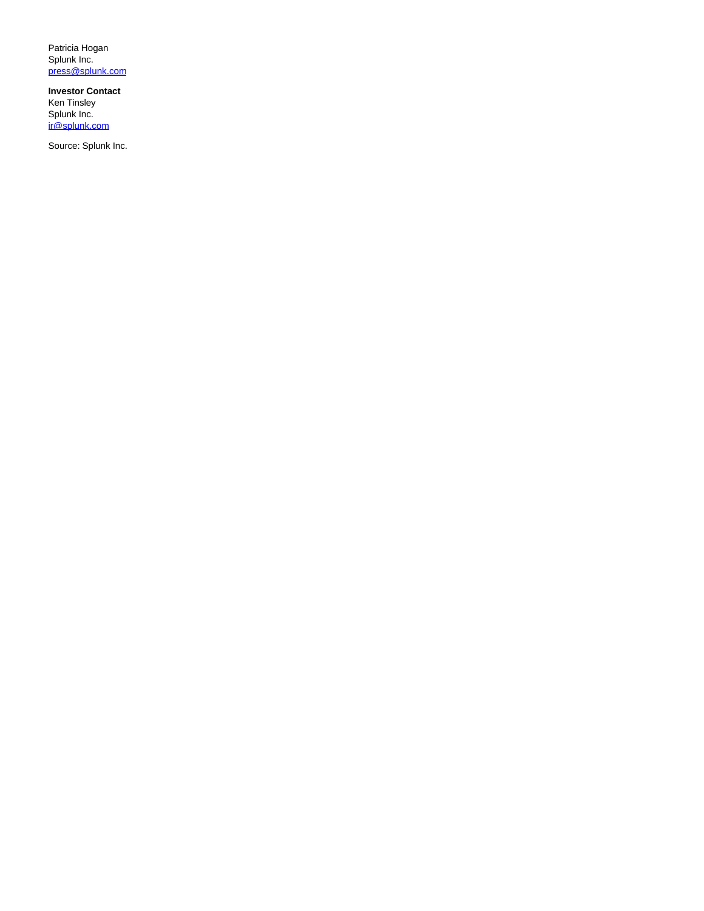Patricia Hogan
Splunk Inc.
press@splunk.com

**Investor Contact**
Ken Tinsley
Splunk Inc.
ir@splunk.com

Source: Splunk Inc.